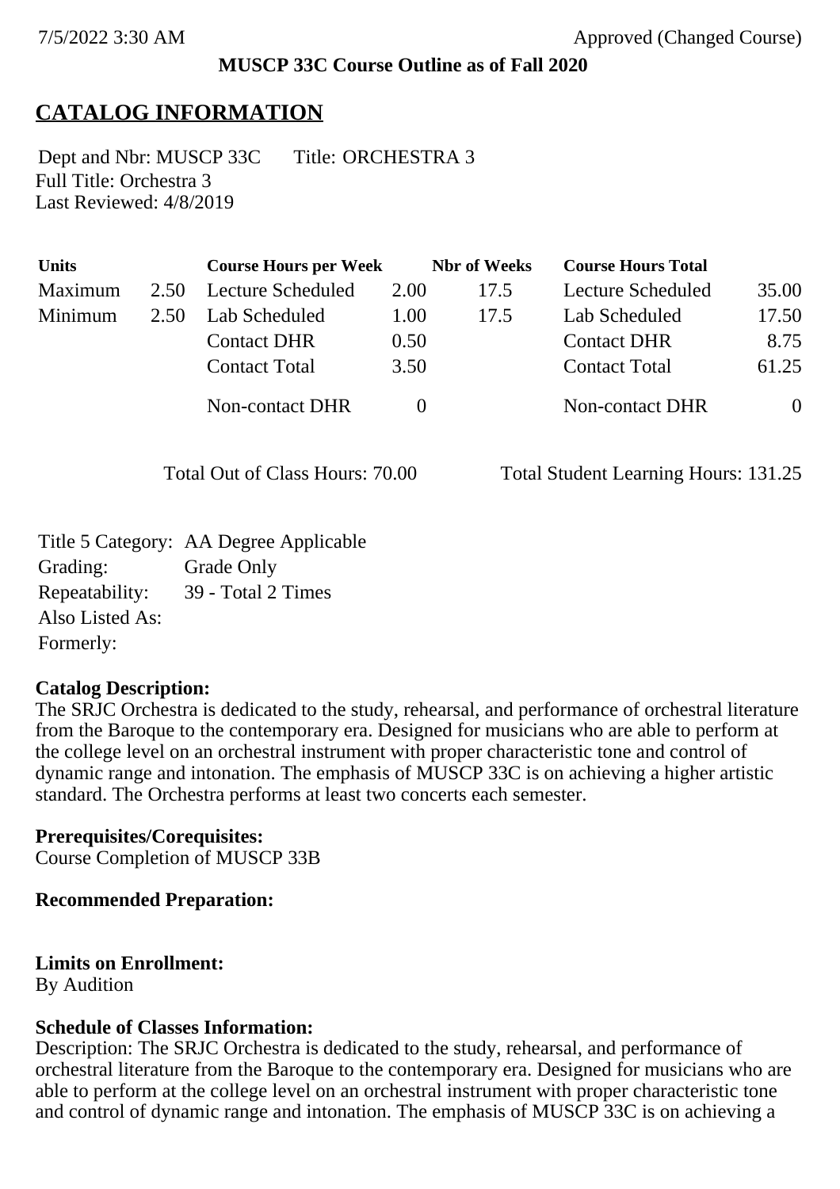7/5/2022 3:30 AM Approved (Changed Course)

**MUSCP 33C Course Outline as of Fall 2020**

# CATALOG INFORMATION

Dept and Nbr: MUSCP 33C Title: ORCHESTRA 3
Full Title: Orchestra 3
Last Reviewed: 4/8/2019

| Units | | Course Hours per Week | | Nbr of Weeks | Course Hours Total | |
|---|---|---|---|---|---|---|
| Maximum | 2.50 | Lecture Scheduled | 2.00 | 17.5 | Lecture Scheduled | 35.00 |
| Minimum | 2.50 | Lab Scheduled | 1.00 | 17.5 | Lab Scheduled | 17.50 |
| | | Contact DHR | 0.50 | | Contact DHR | 8.75 |
| | | Contact Total | 3.50 | | Contact Total | 61.25 |
| | | Non-contact DHR | 0 | | Non-contact DHR | 0 |

Total Out of Class Hours: 70.00 Total Student Learning Hours: 131.25

Title 5 Category: AA Degree Applicable
Grading: Grade Only
Repeatability: 39 - Total 2 Times
Also Listed As:
Formerly:

**Catalog Description:**
The SRJC Orchestra is dedicated to the study, rehearsal, and performance of orchestral literature from the Baroque to the contemporary era. Designed for musicians who are able to perform at the college level on an orchestral instrument with proper characteristic tone and control of dynamic range and intonation. The emphasis of MUSCP 33C is on achieving a higher artistic standard. The Orchestra performs at least two concerts each semester.

**Prerequisites/Corequisites:**
Course Completion of MUSCP 33B

**Recommended Preparation:**

**Limits on Enrollment:**
By Audition

**Schedule of Classes Information:**
Description: The SRJC Orchestra is dedicated to the study, rehearsal, and performance of orchestral literature from the Baroque to the contemporary era. Designed for musicians who are able to perform at the college level on an orchestral instrument with proper characteristic tone and control of dynamic range and intonation. The emphasis of MUSCP 33C is on achieving a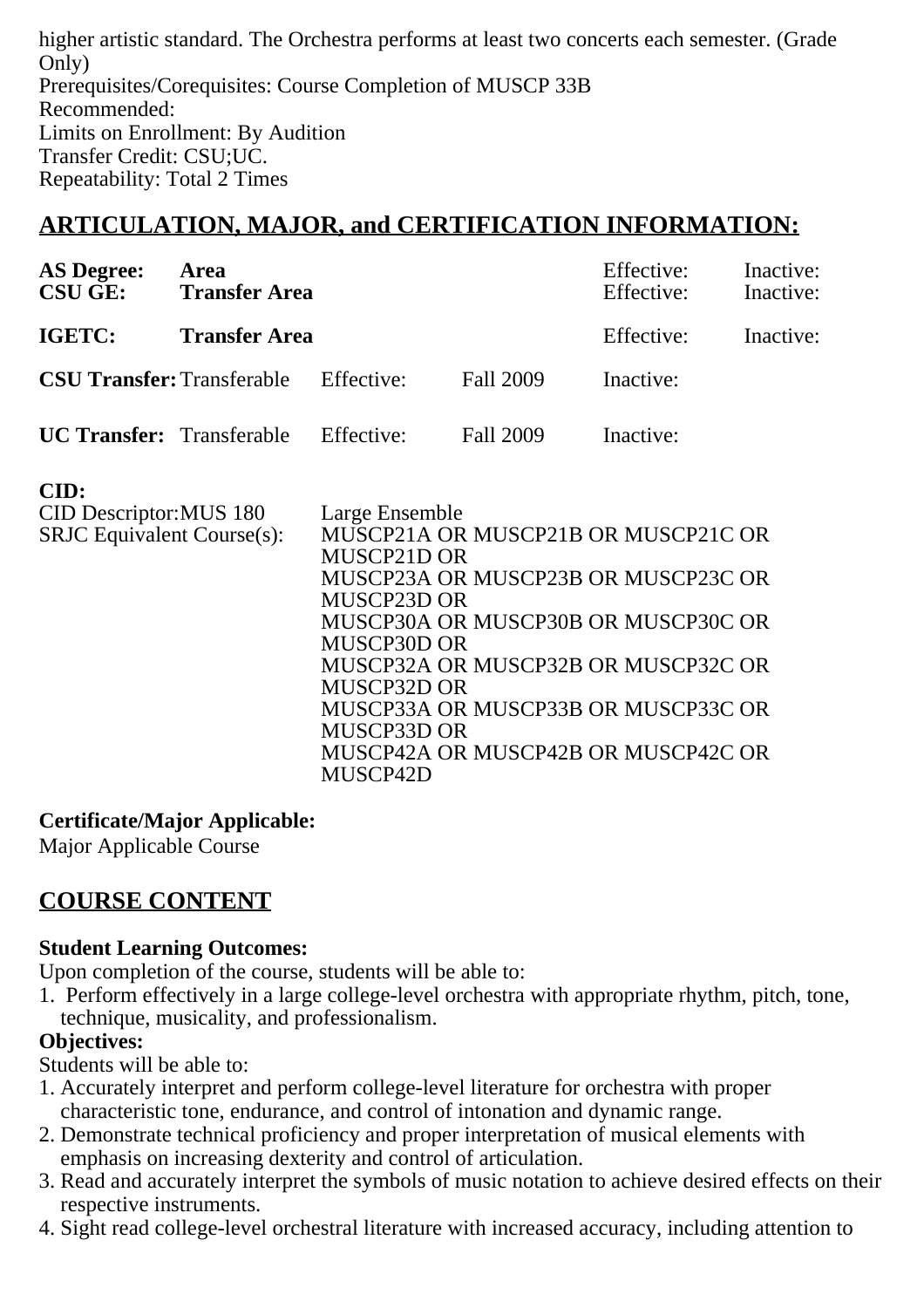higher artistic standard. The Orchestra performs at least two concerts each semester. (Grade Only)
Prerequisites/Corequisites: Course Completion of MUSCP 33B
Recommended:
Limits on Enrollment: By Audition
Transfer Credit: CSU;UC.
Repeatability: Total 2 Times

## ARTICULATION, MAJOR, and CERTIFICATION INFORMATION:

| | | | | | |
|---|---|---|---|---|---|
| **AS Degree:** | **Area** | | | Effective: | Inactive: |
| **CSU GE:** | **Transfer Area** | | | Effective: | Inactive: |
| **IGETC:** | **Transfer Area** | | | Effective: | Inactive: |
| **CSU Transfer:** | Transferable | Effective: | Fall 2009 | Inactive: | |
| **UC Transfer:** | Transferable | Effective: | Fall 2009 | Inactive: | |

**CID:**

| | |
|---|---|
| CID Descriptor:MUS 180 | Large Ensemble |
| SRJC Equivalent Course(s): | MUSCP21A OR MUSCP21B OR MUSCP21C OR MUSCP21D OR MUSCP23A OR MUSCP23B OR MUSCP23C OR MUSCP23D OR MUSCP30A OR MUSCP30B OR MUSCP30C OR MUSCP30D OR MUSCP32A OR MUSCP32B OR MUSCP32C OR MUSCP32D OR MUSCP33A OR MUSCP33B OR MUSCP33C OR MUSCP33D OR MUSCP42A OR MUSCP42B OR MUSCP42C OR MUSCP42D |

**Certificate/Major Applicable:**
Major Applicable Course

## COURSE CONTENT

**Student Learning Outcomes:**
Upon completion of the course, students will be able to:
1. Perform effectively in a large college-level orchestra with appropriate rhythm, pitch, tone, technique, musicality, and professionalism.

**Objectives:**
Students will be able to:
1. Accurately interpret and perform college-level literature for orchestra with proper characteristic tone, endurance, and control of intonation and dynamic range.
2. Demonstrate technical proficiency and proper interpretation of musical elements with emphasis on increasing dexterity and control of articulation.
3. Read and accurately interpret the symbols of music notation to achieve desired effects on their respective instruments.
4. Sight read college-level orchestral literature with increased accuracy, including attention to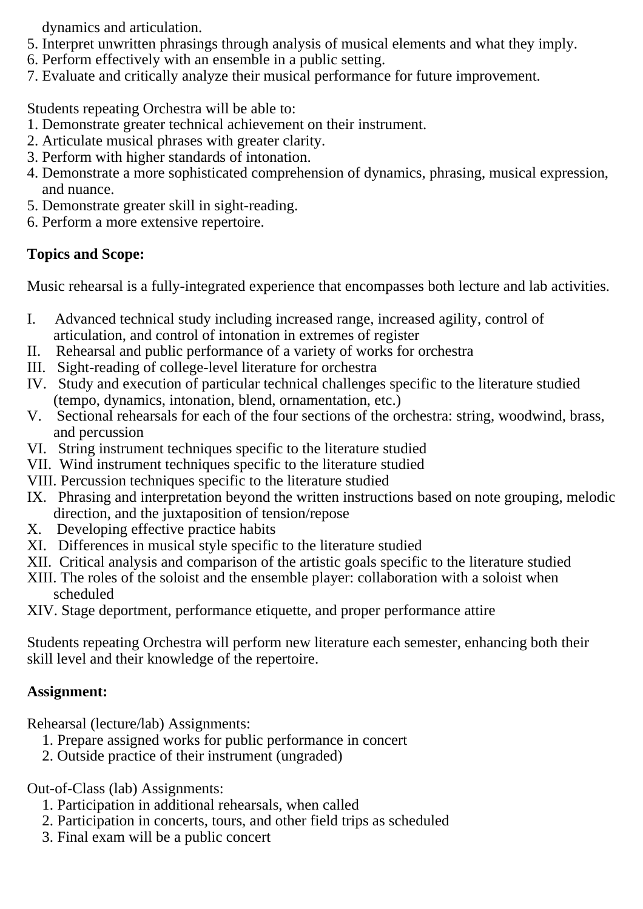dynamics and articulation.

5. Interpret unwritten phrasings through analysis of musical elements and what they imply.
6. Perform effectively with an ensemble in a public setting.
7. Evaluate and critically analyze their musical performance for future improvement.

Students repeating Orchestra will be able to:

1. Demonstrate greater technical achievement on their instrument.
2. Articulate musical phrases with greater clarity.
3. Perform with higher standards of intonation.
4. Demonstrate a more sophisticated comprehension of dynamics, phrasing, musical expression, and nuance.
5. Demonstrate greater skill in sight-reading.
6. Perform a more extensive repertoire.

**Topics and Scope:**

Music rehearsal is a fully-integrated experience that encompasses both lecture and lab activities.

I. Advanced technical study including increased range, increased agility, control of articulation, and control of intonation in extremes of register
II. Rehearsal and public performance of a variety of works for orchestra
III. Sight-reading of college-level literature for orchestra
IV. Study and execution of particular technical challenges specific to the literature studied (tempo, dynamics, intonation, blend, ornamentation, etc.)
V. Sectional rehearsals for each of the four sections of the orchestra: string, woodwind, brass, and percussion
VI. String instrument techniques specific to the literature studied
VII. Wind instrument techniques specific to the literature studied
VIII. Percussion techniques specific to the literature studied
IX. Phrasing and interpretation beyond the written instructions based on note grouping, melodic direction, and the juxtaposition of tension/repose
X. Developing effective practice habits
XI. Differences in musical style specific to the literature studied
XII. Critical analysis and comparison of the artistic goals specific to the literature studied
XIII. The roles of the soloist and the ensemble player: collaboration with a soloist when scheduled
XIV. Stage deportment, performance etiquette, and proper performance attire

Students repeating Orchestra will perform new literature each semester, enhancing both their skill level and their knowledge of the repertoire.

**Assignment:**

Rehearsal (lecture/lab) Assignments:

1. Prepare assigned works for public performance in concert
2. Outside practice of their instrument (ungraded)

Out-of-Class (lab) Assignments:

1. Participation in additional rehearsals, when called
2. Participation in concerts, tours, and other field trips as scheduled
3. Final exam will be a public concert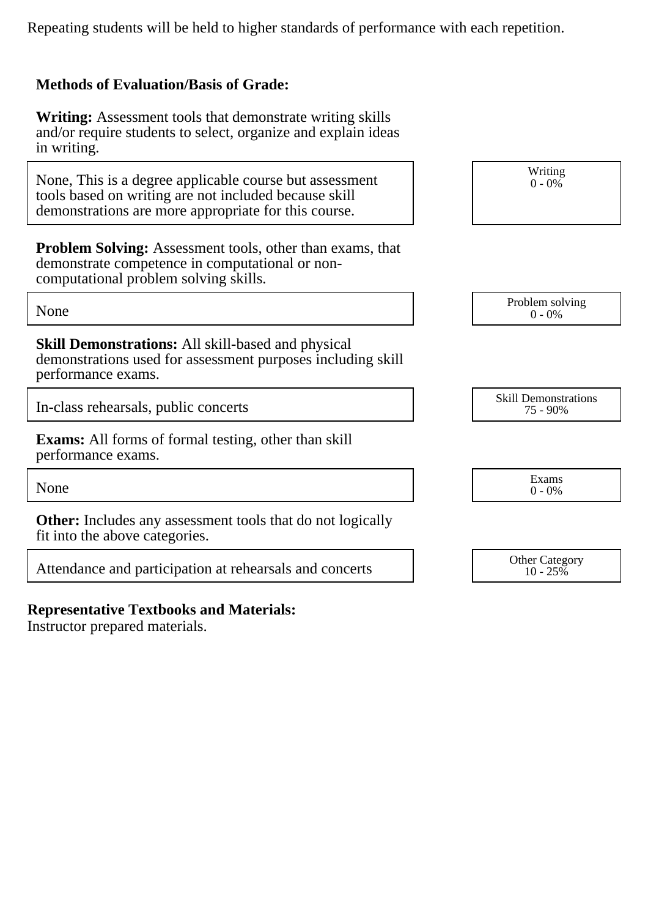Repeating students will be held to higher standards of performance with each repetition.

**Methods of Evaluation/Basis of Grade:**

**Writing:** Assessment tools that demonstrate writing skills and/or require students to select, organize and explain ideas in writing.

| | |
|---|---|
| None, This is a degree applicable course but assessment tools based on writing are not included because skill demonstrations are more appropriate for this course. | Writing<br>0 - 0% |

**Problem Solving:** Assessment tools, other than exams, that demonstrate competence in computational or non-computational problem solving skills.

| | |
|---|---|
| None | Problem solving<br>0 - 0% |

**Skill Demonstrations:** All skill-based and physical demonstrations used for assessment purposes including skill performance exams.

| | |
|---|---|
| In-class rehearsals, public concerts | Skill Demonstrations<br>75 - 90% |

**Exams:** All forms of formal testing, other than skill performance exams.

| | |
|---|---|
| None | Exams<br>0 - 0% |

**Other:** Includes any assessment tools that do not logically fit into the above categories.

| | |
|---|---|
| Attendance and participation at rehearsals and concerts | Other Category<br>10 - 25% |

**Representative Textbooks and Materials:**
Instructor prepared materials.